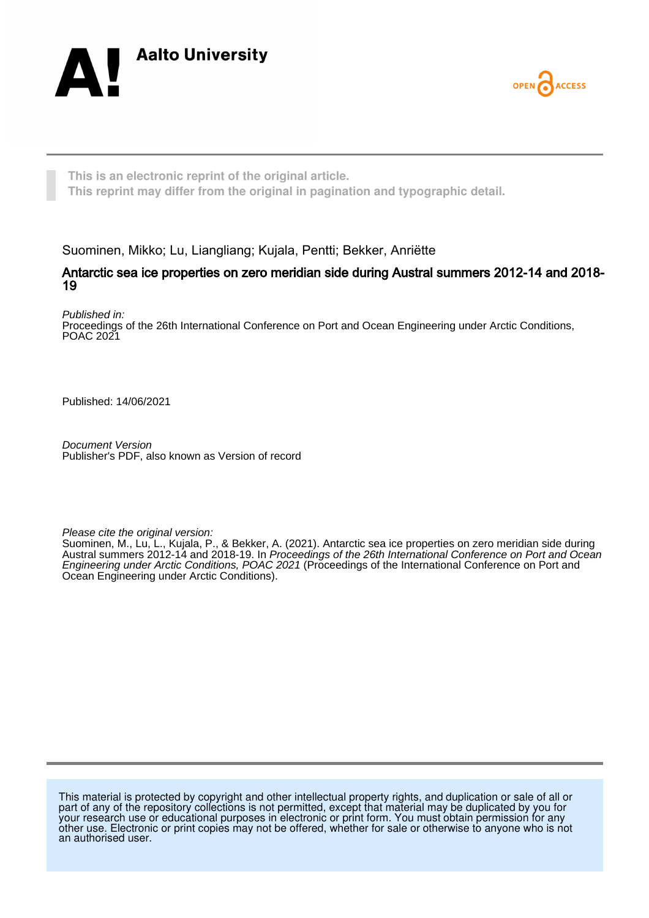Aalto University

OPEN ACCESS

This is an electronic reprint of the original article.
This reprint may differ from the original in pagination and typographic detail.

Suominen, Mikko; Lu, Liangliang; Kujala, Pentti; Bekker, Anriëtte

# Antarctic sea ice properties on zero meridian side during Austral summers 2012-14 and 2018-19

*Published in:*
Proceedings of the 26th International Conference on Port and Ocean Engineering under Arctic Conditions, POAC 2021

Published: 14/06/2021

*Document Version*
Publisher's PDF, also known as Version of record

*Please cite the original version:*
Suominen, M., Lu, L., Kujala, P., & Bekker, A. (2021). Antarctic sea ice properties on zero meridian side during Austral summers 2012-14 and 2018-19. In *Proceedings of the 26th International Conference on Port and Ocean Engineering under Arctic Conditions, POAC 2021* (Proceedings of the International Conference on Port and Ocean Engineering under Arctic Conditions).

This material is protected by copyright and other intellectual property rights, and duplication or sale of all or part of any of the repository collections is not permitted, except that material may be duplicated by you for your research use or educational purposes in electronic or print form. You must obtain permission for any other use. Electronic or print copies may not be offered, whether for sale or otherwise to anyone who is not an authorised user.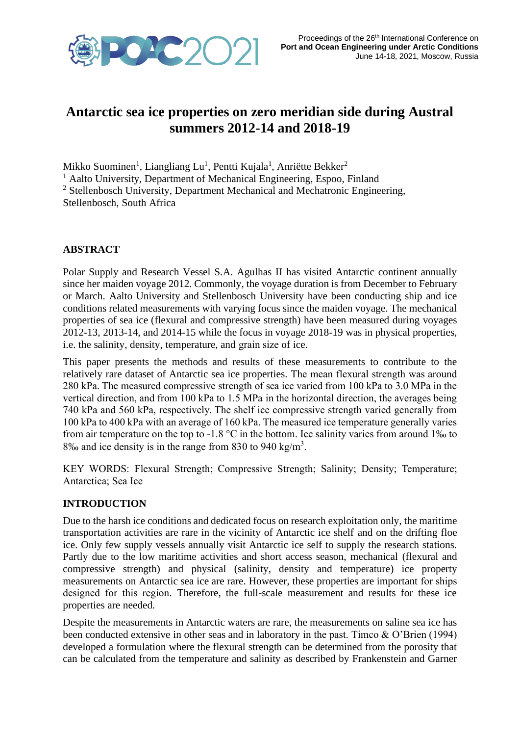# Antarctic sea ice properties on zero meridian side during Austral summers 2012-14 and 2018-19

Mikko Suominen[1], Liangliang Lu[1], Pentti Kujala[1], Anriëtte Bekker[2]

[1] Aalto University, Department of Mechanical Engineering, Espoo, Finland

[2] Stellenbosch University, Department Mechanical and Mechatronic Engineering, Stellenbosch, South Africa

## ABSTRACT

Polar Supply and Research Vessel S.A. Agulhas II has visited Antarctic continent annually since her maiden voyage 2012. Commonly, the voyage duration is from December to February or March. Aalto University and Stellenbosch University have been conducting ship and ice conditions related measurements with varying focus since the maiden voyage. The mechanical properties of sea ice (flexural and compressive strength) have been measured during voyages 2012-13, 2013-14, and 2014-15 while the focus in voyage 2018-19 was in physical properties, i.e. the salinity, density, temperature, and grain size of ice.

This paper presents the methods and results of these measurements to contribute to the relatively rare dataset of Antarctic sea ice properties. The mean flexural strength was around 280 kPa. The measured compressive strength of sea ice varied from 100 kPa to 3.0 MPa in the vertical direction, and from 100 kPa to 1.5 MPa in the horizontal direction, the averages being 740 kPa and 560 kPa, respectively. The shelf ice compressive strength varied generally from 100 kPa to 400 kPa with an average of 160 kPa. The measured ice temperature generally varies from air temperature on the top to -1.8 °C in the bottom. Ice salinity varies from around 1‰ to 8‰ and ice density is in the range from 830 to 940 kg/m$^3$.

KEY WORDS: Flexural Strength; Compressive Strength; Salinity; Density; Temperature; Antarctica; Sea Ice

## INTRODUCTION

Due to the harsh ice conditions and dedicated focus on research exploitation only, the maritime transportation activities are rare in the vicinity of Antarctic ice shelf and on the drifting floe ice. Only few supply vessels annually visit Antarctic ice self to supply the research stations. Partly due to the low maritime activities and short access season, mechanical (flexural and compressive strength) and physical (salinity, density and temperature) ice property measurements on Antarctic sea ice are rare. However, these properties are important for ships designed for this region. Therefore, the full-scale measurement and results for these ice properties are needed.

Despite the measurements in Antarctic waters are rare, the measurements on saline sea ice has been conducted extensive in other seas and in laboratory in the past. Timco & O'Brien (1994) developed a formulation where the flexural strength can be determined from the porosity that can be calculated from the temperature and salinity as described by Frankenstein and Garner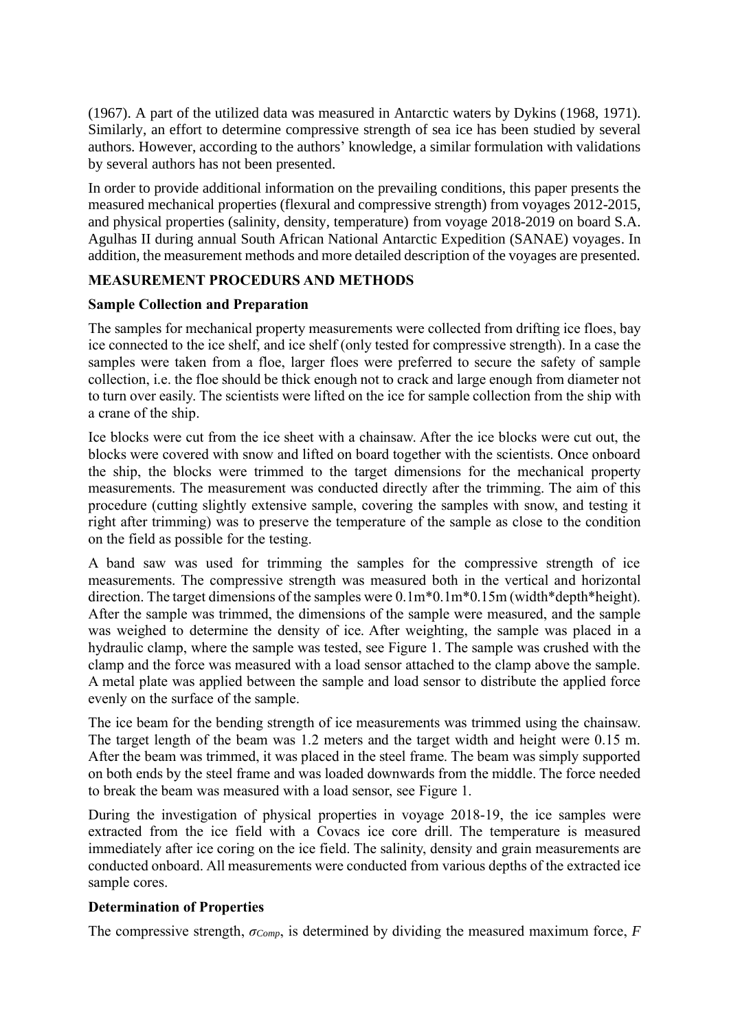(1967). A part of the utilized data was measured in Antarctic waters by Dykins (1968, 1971). Similarly, an effort to determine compressive strength of sea ice has been studied by several authors. However, according to the authors' knowledge, a similar formulation with validations by several authors has not been presented.

In order to provide additional information on the prevailing conditions, this paper presents the measured mechanical properties (flexural and compressive strength) from voyages 2012-2015, and physical properties (salinity, density, temperature) from voyage 2018-2019 on board S.A. Agulhas II during annual South African National Antarctic Expedition (SANAE) voyages. In addition, the measurement methods and more detailed description of the voyages are presented.

## MEASUREMENT PROCEDURS AND METHODS

### Sample Collection and Preparation

The samples for mechanical property measurements were collected from drifting ice floes, bay ice connected to the ice shelf, and ice shelf (only tested for compressive strength). In a case the samples were taken from a floe, larger floes were preferred to secure the safety of sample collection, i.e. the floe should be thick enough not to crack and large enough from diameter not to turn over easily. The scientists were lifted on the ice for sample collection from the ship with a crane of the ship.

Ice blocks were cut from the ice sheet with a chainsaw. After the ice blocks were cut out, the blocks were covered with snow and lifted on board together with the scientists. Once onboard the ship, the blocks were trimmed to the target dimensions for the mechanical property measurements. The measurement was conducted directly after the trimming. The aim of this procedure (cutting slightly extensive sample, covering the samples with snow, and testing it right after trimming) was to preserve the temperature of the sample as close to the condition on the field as possible for the testing.

A band saw was used for trimming the samples for the compressive strength of ice measurements. The compressive strength was measured both in the vertical and horizontal direction. The target dimensions of the samples were 0.1m*0.1m*0.15m (width*depth*height). After the sample was trimmed, the dimensions of the sample were measured, and the sample was weighed to determine the density of ice. After weighting, the sample was placed in a hydraulic clamp, where the sample was tested, see Figure 1. The sample was crushed with the clamp and the force was measured with a load sensor attached to the clamp above the sample. A metal plate was applied between the sample and load sensor to distribute the applied force evenly on the surface of the sample.

The ice beam for the bending strength of ice measurements was trimmed using the chainsaw. The target length of the beam was 1.2 meters and the target width and height were 0.15 m. After the beam was trimmed, it was placed in the steel frame. The beam was simply supported on both ends by the steel frame and was loaded downwards from the middle. The force needed to break the beam was measured with a load sensor, see Figure 1.

During the investigation of physical properties in voyage 2018-19, the ice samples were extracted from the ice field with a Covacs ice core drill. The temperature is measured immediately after ice coring on the ice field. The salinity, density and grain measurements are conducted onboard. All measurements were conducted from various depths of the extracted ice sample cores.

### Determination of Properties

The compressive strength, $\sigma_{Comp}$, is determined by dividing the measured maximum force, $F$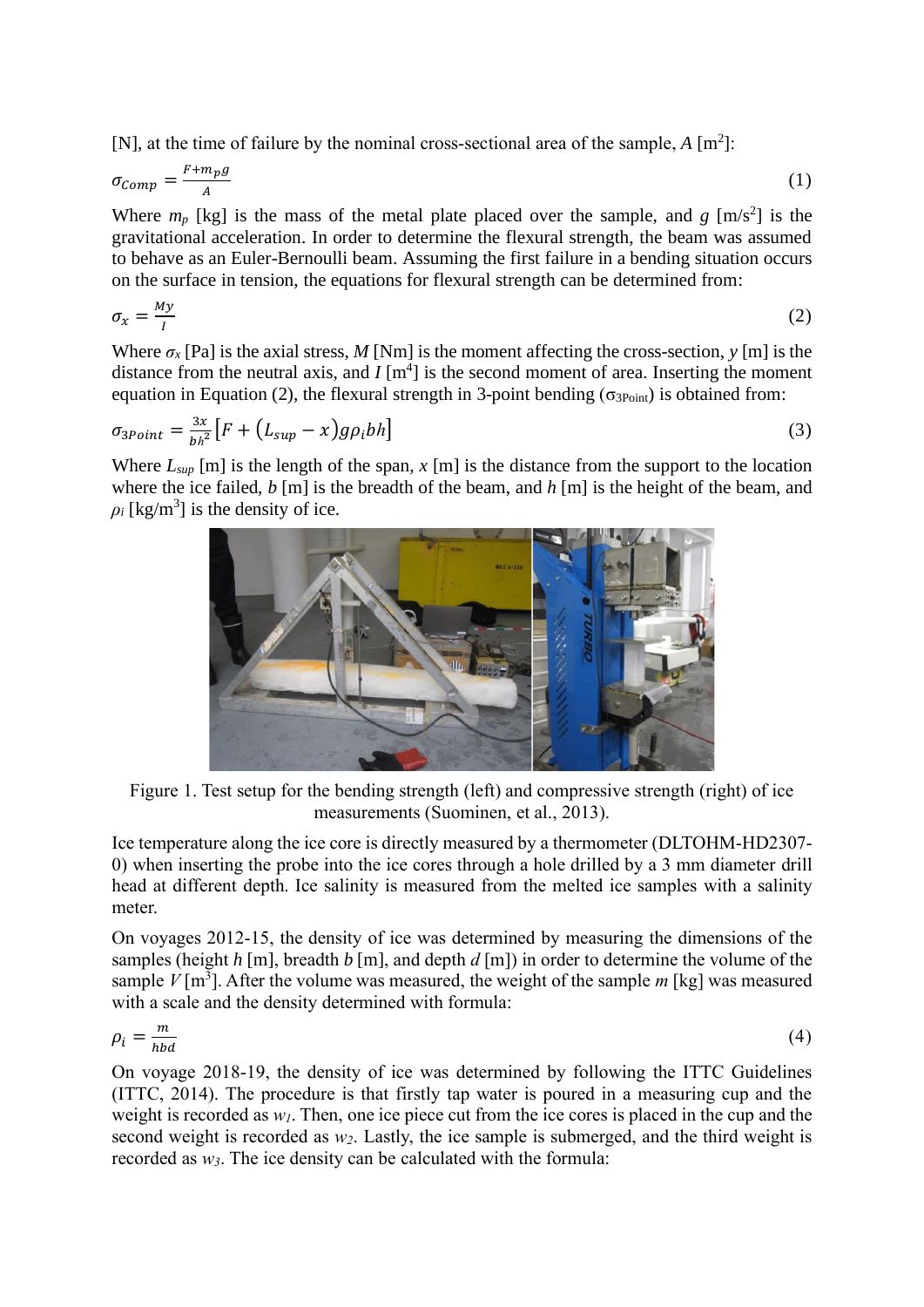[N], at the time of failure by the nominal cross-sectional area of the sample, $A$ [m$^2$]:

$$\sigma_{Comp} = \frac{F + m_p g}{A} \tag{1}$$

Where $m_p$ [kg] is the mass of the metal plate placed over the sample, and $g$ [m/s$^2$] is the gravitational acceleration. In order to determine the flexural strength, the beam was assumed to behave as an Euler-Bernoulli beam. Assuming the first failure in a bending situation occurs on the surface in tension, the equations for flexural strength can be determined from:

$$\sigma_x = \frac{My}{I} \tag{2}$$

Where $\sigma_x$ [Pa] is the axial stress, $M$ [Nm] is the moment affecting the cross-section, $y$ [m] is the distance from the neutral axis, and $I$ [m$^4$] is the second moment of area. Inserting the moment equation in Equation (2), the flexural strength in 3-point bending ($\sigma_{3Point}$) is obtained from:

$$\sigma_{3Point} = \frac{3x}{bh^2}\left[F + \left(L_{sup} - x\right) g \rho_i b h\right] \tag{3}$$

Where $L_{sup}$ [m] is the length of the span, $x$ [m] is the distance from the support to the location where the ice failed, $b$ [m] is the breadth of the beam, and $h$ [m] is the height of the beam, and $\rho_i$ [kg/m$^3$] is the density of ice.

Figure 1. Test setup for the bending strength (left) and compressive strength (right) of ice measurements (Suominen, et al., 2013).

Ice temperature along the ice core is directly measured by a thermometer (DLTOHM-HD2307-0) when inserting the probe into the ice cores through a hole drilled by a 3 mm diameter drill head at different depth. Ice salinity is measured from the melted ice samples with a salinity meter.

On voyages 2012-15, the density of ice was determined by measuring the dimensions of the samples (height $h$ [m], breadth $b$ [m], and depth $d$ [m]) in order to determine the volume of the sample $V$ [m$^3$]. After the volume was measured, the weight of the sample $m$ [kg] was measured with a scale and the density determined with formula:

$$\rho_i = \frac{m}{hbd} \tag{4}$$

On voyage 2018-19, the density of ice was determined by following the ITTC Guidelines (ITTC, 2014). The procedure is that firstly tap water is poured in a measuring cup and the weight is recorded as $w_1$. Then, one ice piece cut from the ice cores is placed in the cup and the second weight is recorded as $w_2$. Lastly, the ice sample is submerged, and the third weight is recorded as $w_3$. The ice density can be calculated with the formula: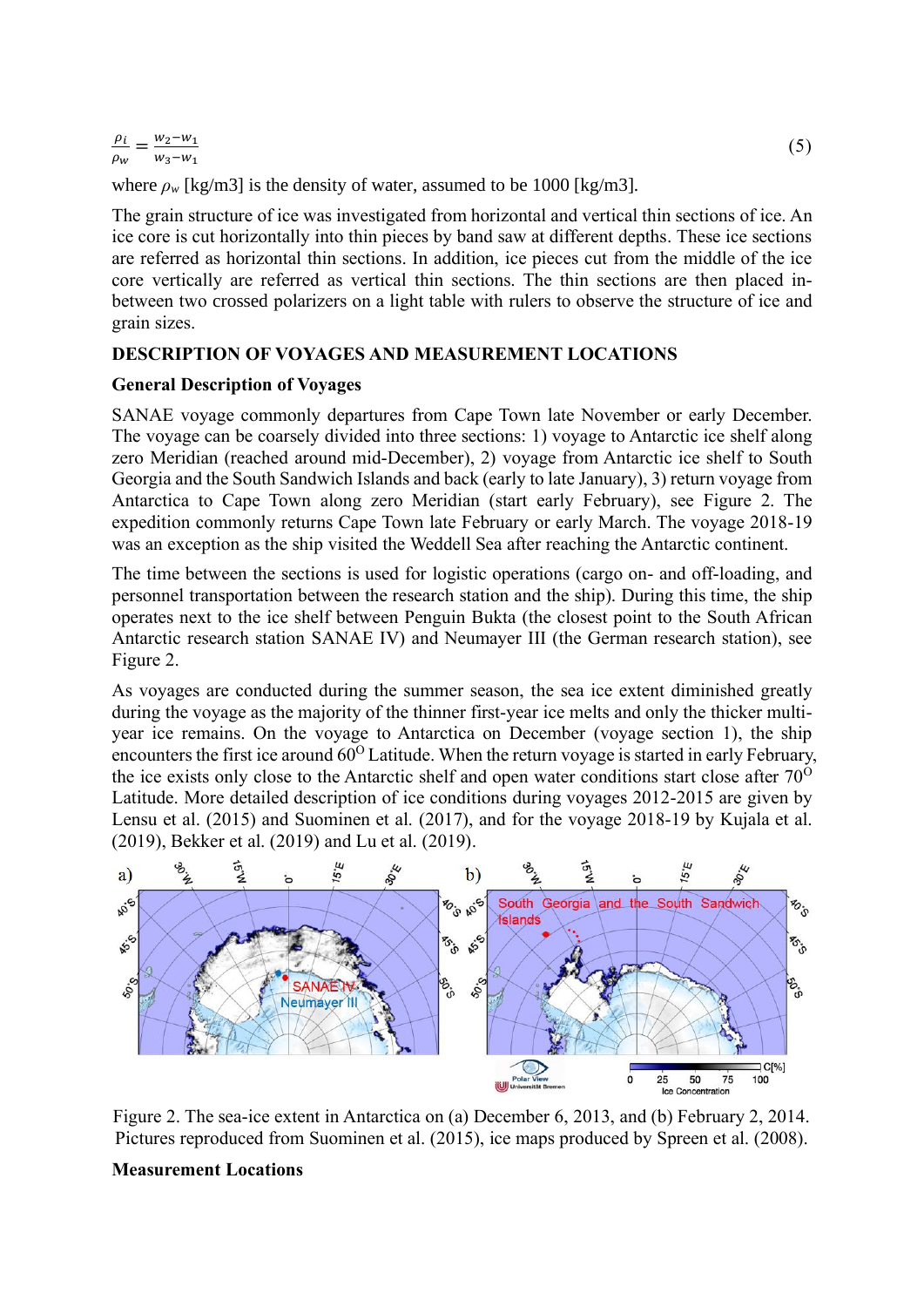$$\frac{\rho_i}{\rho_w} = \frac{w_2 - w_1}{w_3 - w_1} \quad (5)$$

where $\rho_w$ [kg/m3] is the density of water, assumed to be 1000 [kg/m3].

The grain structure of ice was investigated from horizontal and vertical thin sections of ice. An ice core is cut horizontally into thin pieces by band saw at different depths. These ice sections are referred as horizontal thin sections. In addition, ice pieces cut from the middle of the ice core vertically are referred as vertical thin sections. The thin sections are then placed in-between two crossed polarizers on a light table with rulers to observe the structure of ice and grain sizes.

## DESCRIPTION OF VOYAGES AND MEASUREMENT LOCATIONS

### General Description of Voyages

SANAE voyage commonly departures from Cape Town late November or early December. The voyage can be coarsely divided into three sections: 1) voyage to Antarctic ice shelf along zero Meridian (reached around mid-December), 2) voyage from Antarctic ice shelf to South Georgia and the South Sandwich Islands and back (early to late January), 3) return voyage from Antarctica to Cape Town along zero Meridian (start early February), see Figure 2. The expedition commonly returns Cape Town late February or early March. The voyage 2018-19 was an exception as the ship visited the Weddell Sea after reaching the Antarctic continent.

The time between the sections is used for logistic operations (cargo on- and off-loading, and personnel transportation between the research station and the ship). During this time, the ship operates next to the ice shelf between Penguin Bukta (the closest point to the South African Antarctic research station SANAE IV) and Neumayer III (the German research station), see Figure 2.

As voyages are conducted during the summer season, the sea ice extent diminished greatly during the voyage as the majority of the thinner first-year ice melts and only the thicker multi-year ice remains. On the voyage to Antarctica on December (voyage section 1), the ship encounters the first ice around 60$^{O}$ Latitude. When the return voyage is started in early February, the ice exists only close to the Antarctic shelf and open water conditions start close after 70$^{O}$ Latitude. More detailed description of ice conditions during voyages 2012-2015 are given by Lensu et al. (2015) and Suominen et al. (2017), and for the voyage 2018-19 by Kujala et al. (2019), Bekker et al. (2019) and Lu et al. (2019).

Figure 2. The sea-ice extent in Antarctica on (a) December 6, 2013, and (b) February 2, 2014. Pictures reproduced from Suominen et al. (2015), ice maps produced by Spreen et al. (2008).

### Measurement Locations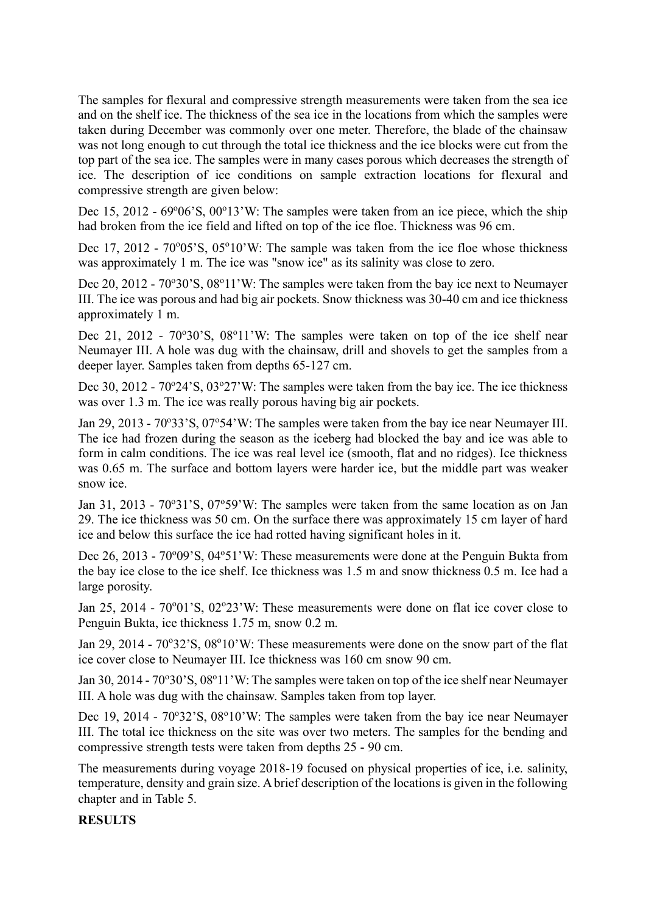The samples for flexural and compressive strength measurements were taken from the sea ice and on the shelf ice. The thickness of the sea ice in the locations from which the samples were taken during December was commonly over one meter. Therefore, the blade of the chainsaw was not long enough to cut through the total ice thickness and the ice blocks were cut from the top part of the sea ice. The samples were in many cases porous which decreases the strength of ice. The description of ice conditions on sample extraction locations for flexural and compressive strength are given below:

Dec 15, 2012 - 69°06'S, 00°13'W: The samples were taken from an ice piece, which the ship had broken from the ice field and lifted on top of the ice floe. Thickness was 96 cm.

Dec 17, 2012 - 70°05'S, 05°10'W: The sample was taken from the ice floe whose thickness was approximately 1 m. The ice was "snow ice" as its salinity was close to zero.

Dec 20, 2012 - 70°30'S, 08°11'W: The samples were taken from the bay ice next to Neumayer III. The ice was porous and had big air pockets. Snow thickness was 30-40 cm and ice thickness approximately 1 m.

Dec 21, 2012 - 70°30'S, 08°11'W: The samples were taken on top of the ice shelf near Neumayer III. A hole was dug with the chainsaw, drill and shovels to get the samples from a deeper layer. Samples taken from depths 65-127 cm.

Dec 30, 2012 - 70°24'S, 03°27'W: The samples were taken from the bay ice. The ice thickness was over 1.3 m. The ice was really porous having big air pockets.

Jan 29, 2013 - 70°33'S, 07°54'W: The samples were taken from the bay ice near Neumayer III. The ice had frozen during the season as the iceberg had blocked the bay and ice was able to form in calm conditions. The ice was real level ice (smooth, flat and no ridges). Ice thickness was 0.65 m. The surface and bottom layers were harder ice, but the middle part was weaker snow ice.

Jan 31, 2013 - 70°31'S, 07°59'W: The samples were taken from the same location as on Jan 29. The ice thickness was 50 cm. On the surface there was approximately 15 cm layer of hard ice and below this surface the ice had rotted having significant holes in it.

Dec 26, 2013 - 70°09'S, 04°51'W: These measurements were done at the Penguin Bukta from the bay ice close to the ice shelf. Ice thickness was 1.5 m and snow thickness 0.5 m. Ice had a large porosity.

Jan 25, 2014 - 70°01'S, 02°23'W: These measurements were done on flat ice cover close to Penguin Bukta, ice thickness 1.75 m, snow 0.2 m.

Jan 29, 2014 - 70°32'S, 08°10'W: These measurements were done on the snow part of the flat ice cover close to Neumayer III. Ice thickness was 160 cm snow 90 cm.

Jan 30, 2014 - 70°30'S, 08°11'W: The samples were taken on top of the ice shelf near Neumayer III. A hole was dug with the chainsaw. Samples taken from top layer.

Dec 19, 2014 - 70°32'S, 08°10'W: The samples were taken from the bay ice near Neumayer III. The total ice thickness on the site was over two meters. The samples for the bending and compressive strength tests were taken from depths 25 - 90 cm.

The measurements during voyage 2018-19 focused on physical properties of ice, i.e. salinity, temperature, density and grain size. A brief description of the locations is given in the following chapter and in Table 5.

## RESULTS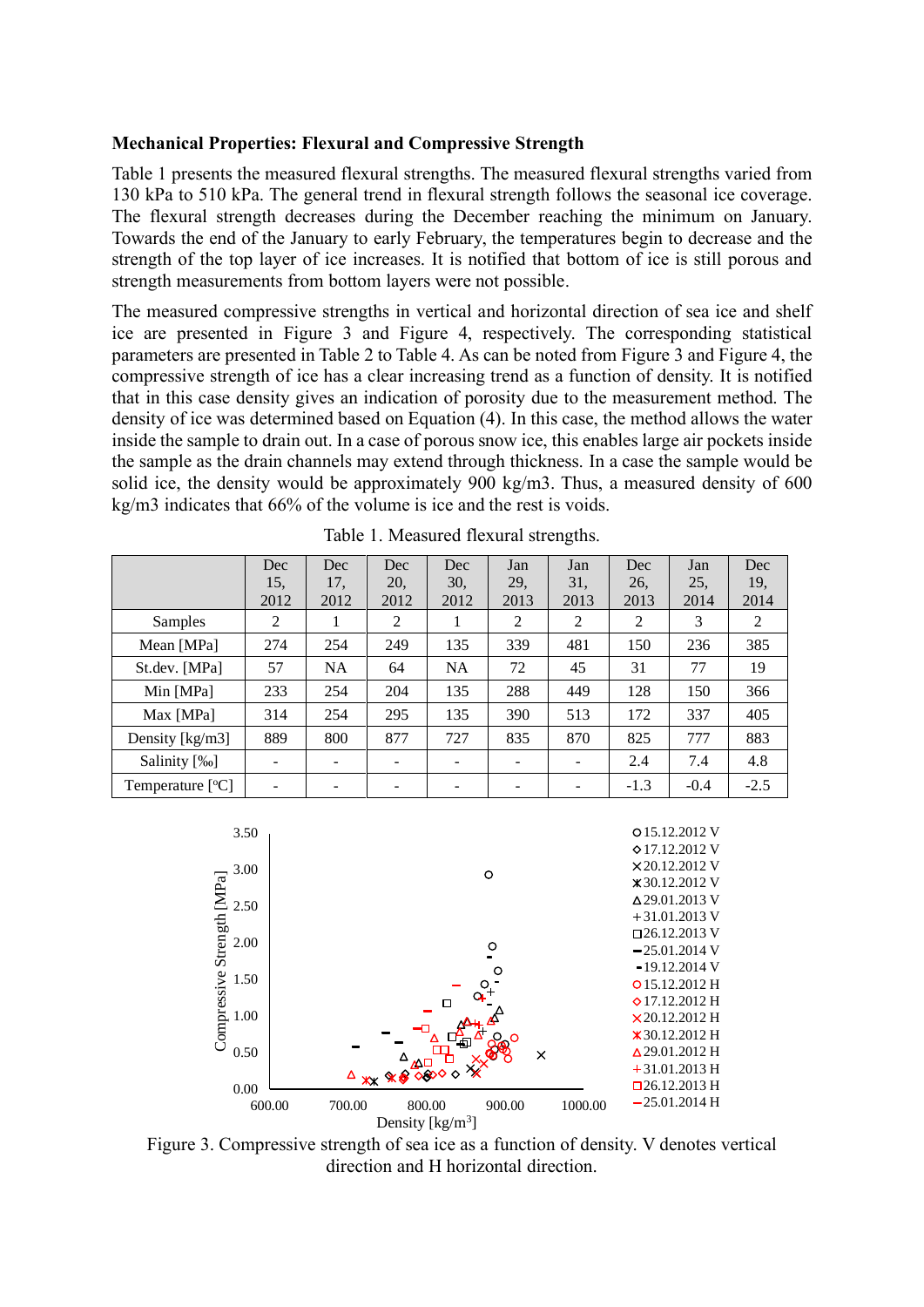**Mechanical Properties: Flexural and Compressive Strength**

Table 1 presents the measured flexural strengths. The measured flexural strengths varied from 130 kPa to 510 kPa. The general trend in flexural strength follows the seasonal ice coverage. The flexural strength decreases during the December reaching the minimum on January. Towards the end of the January to early February, the temperatures begin to decrease and the strength of the top layer of ice increases. It is notified that bottom of ice is still porous and strength measurements from bottom layers were not possible.

The measured compressive strengths in vertical and horizontal direction of sea ice and shelf ice are presented in Figure 3 and Figure 4, respectively. The corresponding statistical parameters are presented in Table 2 to Table 4. As can be noted from Figure 3 and Figure 4, the compressive strength of ice has a clear increasing trend as a function of density. It is notified that in this case density gives an indication of porosity due to the measurement method. The density of ice was determined based on Equation (4). In this case, the method allows the water inside the sample to drain out. In a case of porous snow ice, this enables large air pockets inside the sample as the drain channels may extend through thickness. In a case the sample would be solid ice, the density would be approximately 900 kg/m3. Thus, a measured density of 600 kg/m3 indicates that 66% of the volume is ice and the rest is voids.

Table 1. Measured flexural strengths.

| | Dec 15, 2012 | Dec 17, 2012 | Dec 20, 2012 | Dec 30, 2012 | Jan 29, 2013 | Jan 31, 2013 | Dec 26, 2013 | Jan 25, 2014 | Dec 19, 2014 |
|---|---|---|---|---|---|---|---|---|---|
| Samples | 2 | 1 | 2 | 1 | 2 | 2 | 2 | 3 | 2 |
| Mean [MPa] | 274 | 254 | 249 | 135 | 339 | 481 | 150 | 236 | 385 |
| St.dev. [MPa] | 57 | NA | 64 | NA | 72 | 45 | 31 | 77 | 19 |
| Min [MPa] | 233 | 254 | 204 | 135 | 288 | 449 | 128 | 150 | 366 |
| Max [MPa] | 314 | 254 | 295 | 135 | 390 | 513 | 172 | 337 | 405 |
| Density [kg/m3] | 889 | 800 | 877 | 727 | 835 | 870 | 825 | 777 | 883 |
| Salinity [‰] | - | - | - | - | - | - | 2.4 | 7.4 | 4.8 |
| Temperature [°C] | - | - | - | - | - | - | -1.3 | -0.4 | -2.5 |

Figure 3. Compressive strength of sea ice as a function of density. V denotes vertical direction and H horizontal direction.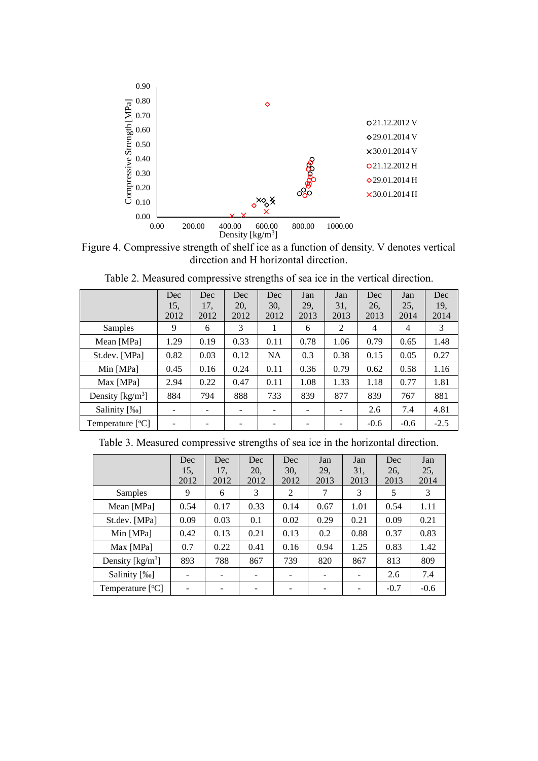Figure 4. Compressive strength of shelf ice as a function of density. V denotes vertical direction and H horizontal direction.

Table 2. Measured compressive strengths of sea ice in the vertical direction.

| | Dec 15, 2012 | Dec 17, 2012 | Dec 20, 2012 | Dec 30, 2012 | Jan 29, 2013 | Jan 31, 2013 | Dec 26, 2013 | Jan 25, 2014 | Dec 19, 2014 |
|---|---|---|---|---|---|---|---|---|---|
| Samples | 9 | 6 | 3 | 1 | 6 | 2 | 4 | 4 | 3 |
| Mean [MPa] | 1.29 | 0.19 | 0.33 | 0.11 | 0.78 | 1.06 | 0.79 | 0.65 | 1.48 |
| St.dev. [MPa] | 0.82 | 0.03 | 0.12 | NA | 0.3 | 0.38 | 0.15 | 0.05 | 0.27 |
| Min [MPa] | 0.45 | 0.16 | 0.24 | 0.11 | 0.36 | 0.79 | 0.62 | 0.58 | 1.16 |
| Max [MPa] | 2.94 | 0.22 | 0.47 | 0.11 | 1.08 | 1.33 | 1.18 | 0.77 | 1.81 |
| Density [kg/m$^3$] | 884 | 794 | 888 | 733 | 839 | 877 | 839 | 767 | 881 |
| Salinity [‰] | - | - | - | - | - | - | 2.6 | 7.4 | 4.81 |
| Temperature [°C] | - | - | - | - | - | - | -0.6 | -0.6 | -2.5 |

Table 3. Measured compressive strengths of sea ice in the horizontal direction.

| | Dec 15, 2012 | Dec 17, 2012 | Dec 20, 2012 | Dec 30, 2012 | Jan 29, 2013 | Jan 31, 2013 | Dec 26, 2013 | Jan 25, 2014 |
|---|---|---|---|---|---|---|---|---|
| Samples | 9 | 6 | 3 | 2 | 7 | 3 | 5 | 3 |
| Mean [MPa] | 0.54 | 0.17 | 0.33 | 0.14 | 0.67 | 1.01 | 0.54 | 1.11 |
| St.dev. [MPa] | 0.09 | 0.03 | 0.1 | 0.02 | 0.29 | 0.21 | 0.09 | 0.21 |
| Min [MPa] | 0.42 | 0.13 | 0.21 | 0.13 | 0.2 | 0.88 | 0.37 | 0.83 |
| Max [MPa] | 0.7 | 0.22 | 0.41 | 0.16 | 0.94 | 1.25 | 0.83 | 1.42 |
| Density [kg/m$^3$] | 893 | 788 | 867 | 739 | 820 | 867 | 813 | 809 |
| Salinity [‰] | - | - | - | - | - | - | 2.6 | 7.4 |
| Temperature [°C] | - | - | - | - | - | - | -0.7 | -0.6 |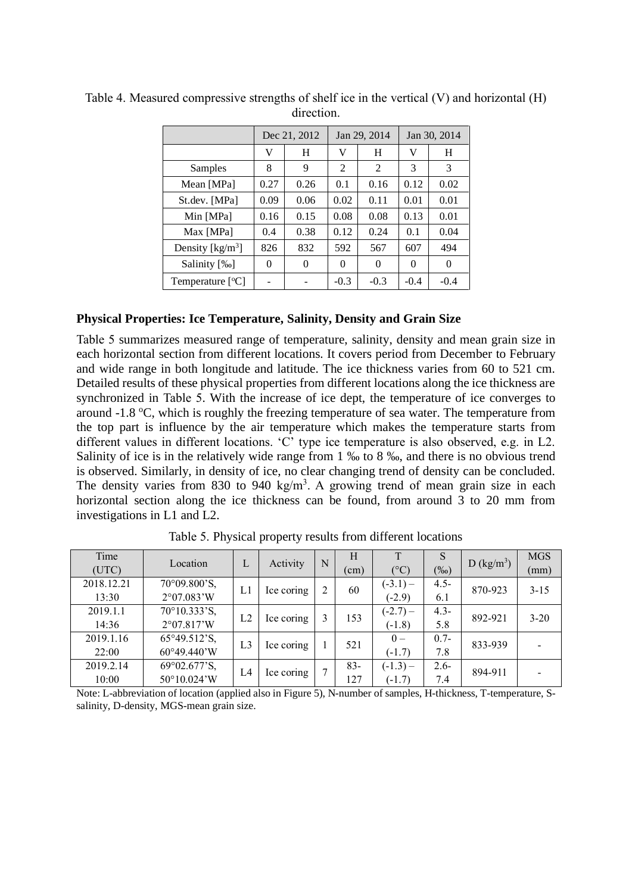Table 4. Measured compressive strengths of shelf ice in the vertical (V) and horizontal (H) direction.

| | Dec 21, 2012 | | Jan 29, 2014 | | Jan 30, 2014 | |
|---|---|---|---|---|---|---|
| | V | H | V | H | V | H |
| Samples | 8 | 9 | 2 | 2 | 3 | 3 |
| Mean [MPa] | 0.27 | 0.26 | 0.1 | 0.16 | 0.12 | 0.02 |
| St.dev. [MPa] | 0.09 | 0.06 | 0.02 | 0.11 | 0.01 | 0.01 |
| Min [MPa] | 0.16 | 0.15 | 0.08 | 0.08 | 0.13 | 0.01 |
| Max [MPa] | 0.4 | 0.38 | 0.12 | 0.24 | 0.1 | 0.04 |
| Density [kg/m$^3$] | 826 | 832 | 592 | 567 | 607 | 494 |
| Salinity [‰] | 0 | 0 | 0 | 0 | 0 | 0 |
| Temperature [$^o$C] | - | - | -0.3 | -0.3 | -0.4 | -0.4 |

**Physical Properties: Ice Temperature, Salinity, Density and Grain Size**

Table 5 summarizes measured range of temperature, salinity, density and mean grain size in each horizontal section from different locations. It covers period from December to February and wide range in both longitude and latitude. The ice thickness varies from 60 to 521 cm. Detailed results of these physical properties from different locations along the ice thickness are synchronized in Table 5. With the increase of ice dept, the temperature of ice converges to around -1.8 $^o$C, which is roughly the freezing temperature of sea water. The temperature from the top part is influence by the air temperature which makes the temperature starts from different values in different locations. 'C' type ice temperature is also observed, e.g. in L2. Salinity of ice is in the relatively wide range from 1 ‰ to 8 ‰, and there is no obvious trend is observed. Similarly, in density of ice, no clear changing trend of density can be concluded. The density varies from 830 to 940 kg/m$^3$. A growing trend of mean grain size in each horizontal section along the ice thickness can be found, from around 3 to 20 mm from investigations in L1 and L2.

Table 5. Physical property results from different locations

| Time (UTC) | Location | L | Activity | N | H (cm) | T (°C) | S (‰) | D (kg/m$^3$) | MGS (mm) |
|---|---|---|---|---|---|---|---|---|---|
| 2018.12.21 13:30 | 70°09.800'S, 2°07.083'W | L1 | Ice coring | 2 | 60 | (-3.1) – (-2.9) | 4.5-6.1 | 870-923 | 3-15 |
| 2019.1.1 14:36 | 70°10.333'S, 2°07.817'W | L2 | Ice coring | 3 | 153 | (-2.7) – (-1.8) | 4.3-5.8 | 892-921 | 3-20 |
| 2019.1.16 22:00 | 65°49.512'S, 60°49.440'W | L3 | Ice coring | 1 | 521 | 0 – (-1.7) | 0.7-7.8 | 833-939 | - |
| 2019.2.14 10:00 | 69°02.677'S, 50°10.024'W | L4 | Ice coring | 7 | 83-127 | (-1.3) – (-1.7) | 2.6-7.4 | 894-911 | - |

Note: L-abbreviation of location (applied also in Figure 5), N-number of samples, H-thickness, T-temperature, S-salinity, D-density, MGS-mean grain size.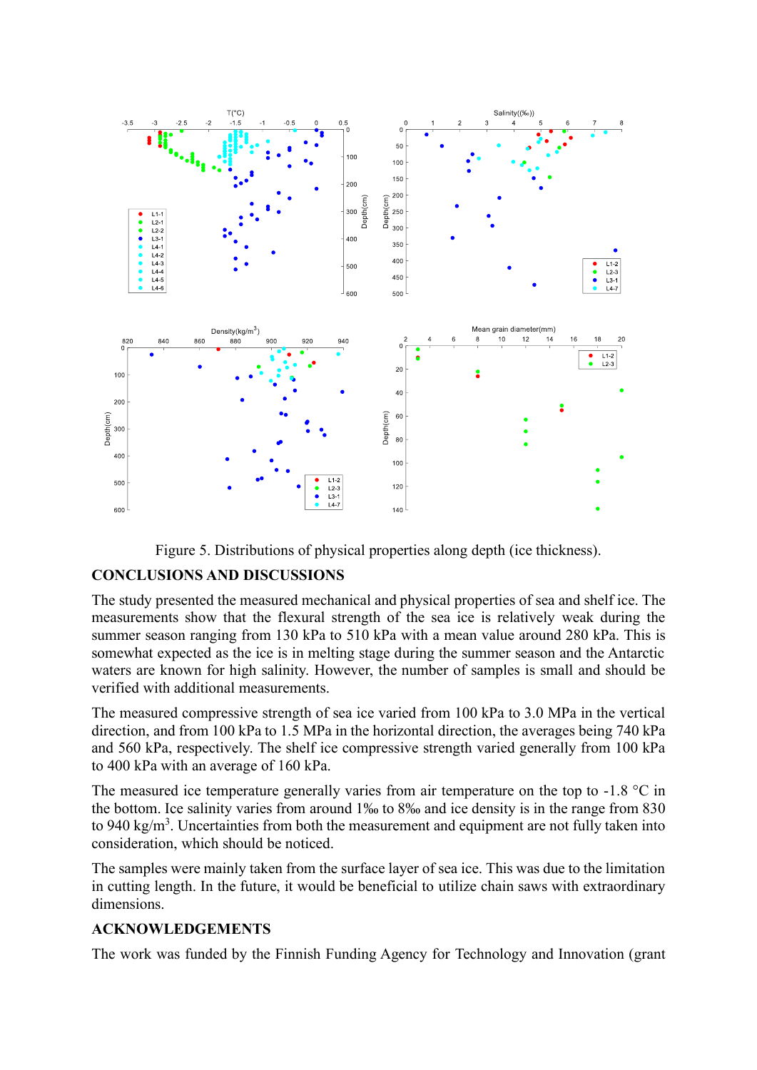Figure 5. Distributions of physical properties along depth (ice thickness).

## CONCLUSIONS AND DISCUSSIONS

The study presented the measured mechanical and physical properties of sea and shelf ice. The measurements show that the flexural strength of the sea ice is relatively weak during the summer season ranging from 130 kPa to 510 kPa with a mean value around 280 kPa. This is somewhat expected as the ice is in melting stage during the summer season and the Antarctic waters are known for high salinity. However, the number of samples is small and should be verified with additional measurements.

The measured compressive strength of sea ice varied from 100 kPa to 3.0 MPa in the vertical direction, and from 100 kPa to 1.5 MPa in the horizontal direction, the averages being 740 kPa and 560 kPa, respectively. The shelf ice compressive strength varied generally from 100 kPa to 400 kPa with an average of 160 kPa.

The measured ice temperature generally varies from air temperature on the top to -1.8 °C in the bottom. Ice salinity varies from around 1‰ to 8‰ and ice density is in the range from 830 to 940 kg/m$^3$. Uncertainties from both the measurement and equipment are not fully taken into consideration, which should be noticed.

The samples were mainly taken from the surface layer of sea ice. This was due to the limitation in cutting length. In the future, it would be beneficial to utilize chain saws with extraordinary dimensions.

## ACKNOWLEDGEMENTS

The work was funded by the Finnish Funding Agency for Technology and Innovation (grant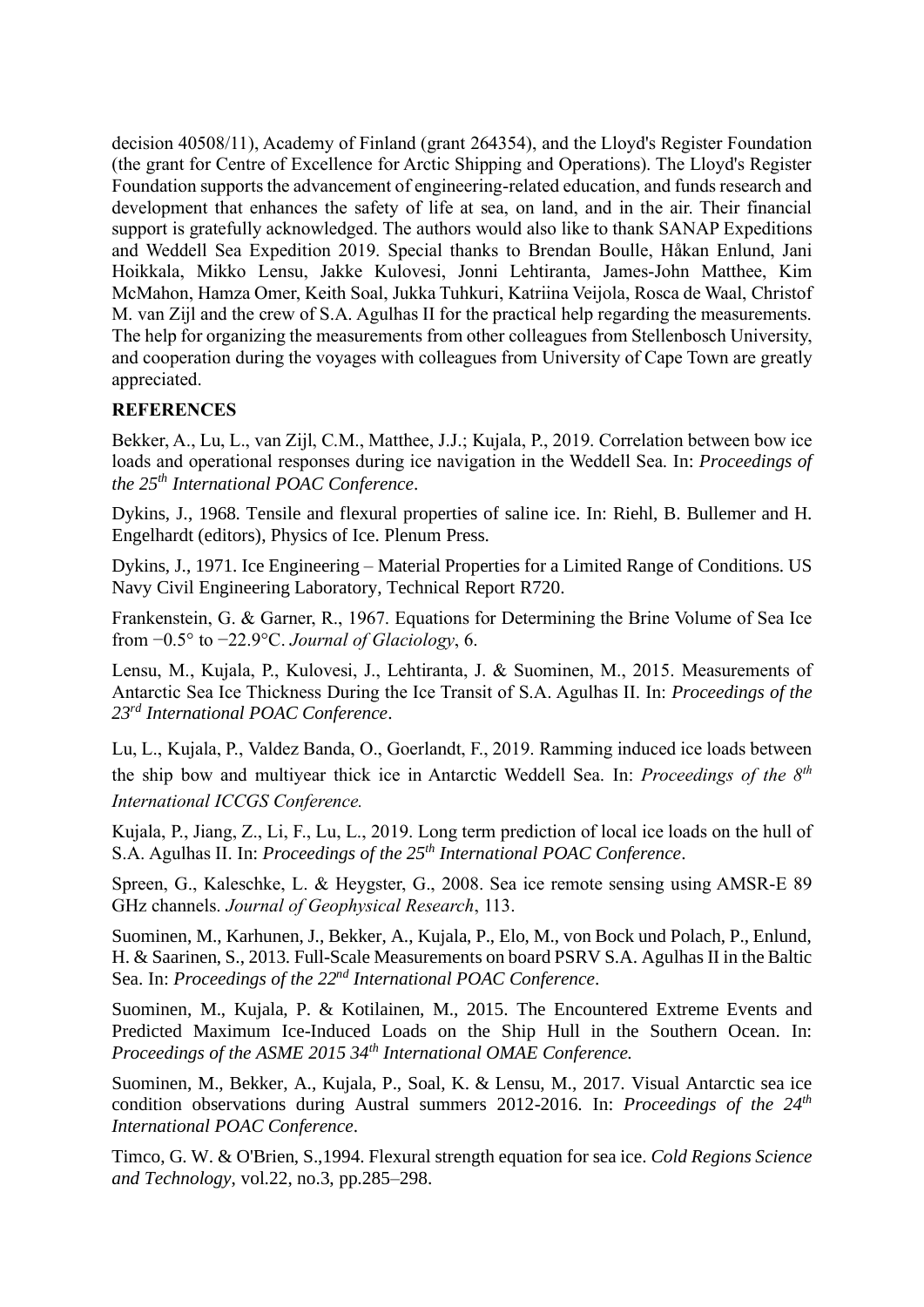decision 40508/11), Academy of Finland (grant 264354), and the Lloyd's Register Foundation (the grant for Centre of Excellence for Arctic Shipping and Operations). The Lloyd's Register Foundation supports the advancement of engineering-related education, and funds research and development that enhances the safety of life at sea, on land, and in the air. Their financial support is gratefully acknowledged. The authors would also like to thank SANAP Expeditions and Weddell Sea Expedition 2019. Special thanks to Brendan Boulle, Håkan Enlund, Jani Hoikkala, Mikko Lensu, Jakke Kulovesi, Jonni Lehtiranta, James-John Matthee, Kim McMahon, Hamza Omer, Keith Soal, Jukka Tuhkuri, Katriina Veijola, Rosca de Waal, Christof M. van Zijl and the crew of S.A. Agulhas II for the practical help regarding the measurements. The help for organizing the measurements from other colleagues from Stellenbosch University, and cooperation during the voyages with colleagues from University of Cape Town are greatly appreciated.

## REFERENCES

Bekker, A., Lu, L., van Zijl, C.M., Matthee, J.J.; Kujala, P., 2019. Correlation between bow ice loads and operational responses during ice navigation in the Weddell Sea. In: *Proceedings of the 25th International POAC Conference*.

Dykins, J., 1968. Tensile and flexural properties of saline ice. In: Riehl, B. Bullemer and H. Engelhardt (editors), Physics of Ice. Plenum Press.

Dykins, J., 1971. Ice Engineering – Material Properties for a Limited Range of Conditions. US Navy Civil Engineering Laboratory, Technical Report R720.

Frankenstein, G. & Garner, R., 1967. Equations for Determining the Brine Volume of Sea Ice from −0.5° to −22.9°C. *Journal of Glaciology*, 6.

Lensu, M., Kujala, P., Kulovesi, J., Lehtiranta, J. & Suominen, M., 2015. Measurements of Antarctic Sea Ice Thickness During the Ice Transit of S.A. Agulhas II. In: *Proceedings of the 23rd International POAC Conference*.

Lu, L., Kujala, P., Valdez Banda, O., Goerlandt, F., 2019. Ramming induced ice loads between the ship bow and multiyear thick ice in Antarctic Weddell Sea. In: *Proceedings of the 8th International ICCGS Conference.*

Kujala, P., Jiang, Z., Li, F., Lu, L., 2019. Long term prediction of local ice loads on the hull of S.A. Agulhas II. In: *Proceedings of the 25th International POAC Conference*.

Spreen, G., Kaleschke, L. & Heygster, G., 2008. Sea ice remote sensing using AMSR-E 89 GHz channels. *Journal of Geophysical Research*, 113.

Suominen, M., Karhunen, J., Bekker, A., Kujala, P., Elo, M., von Bock und Polach, P., Enlund, H. & Saarinen, S., 2013. Full-Scale Measurements on board PSRV S.A. Agulhas II in the Baltic Sea. In: *Proceedings of the 22nd International POAC Conference*.

Suominen, M., Kujala, P. & Kotilainen, M., 2015. The Encountered Extreme Events and Predicted Maximum Ice-Induced Loads on the Ship Hull in the Southern Ocean. In: *Proceedings of the ASME 2015 34th International OMAE Conference.*

Suominen, M., Bekker, A., Kujala, P., Soal, K. & Lensu, M., 2017. Visual Antarctic sea ice condition observations during Austral summers 2012-2016. In: *Proceedings of the 24th International POAC Conference*.

Timco, G. W. & O'Brien, S.,1994. Flexural strength equation for sea ice. *Cold Regions Science and Technology*, vol.22, no.3, pp.285–298.